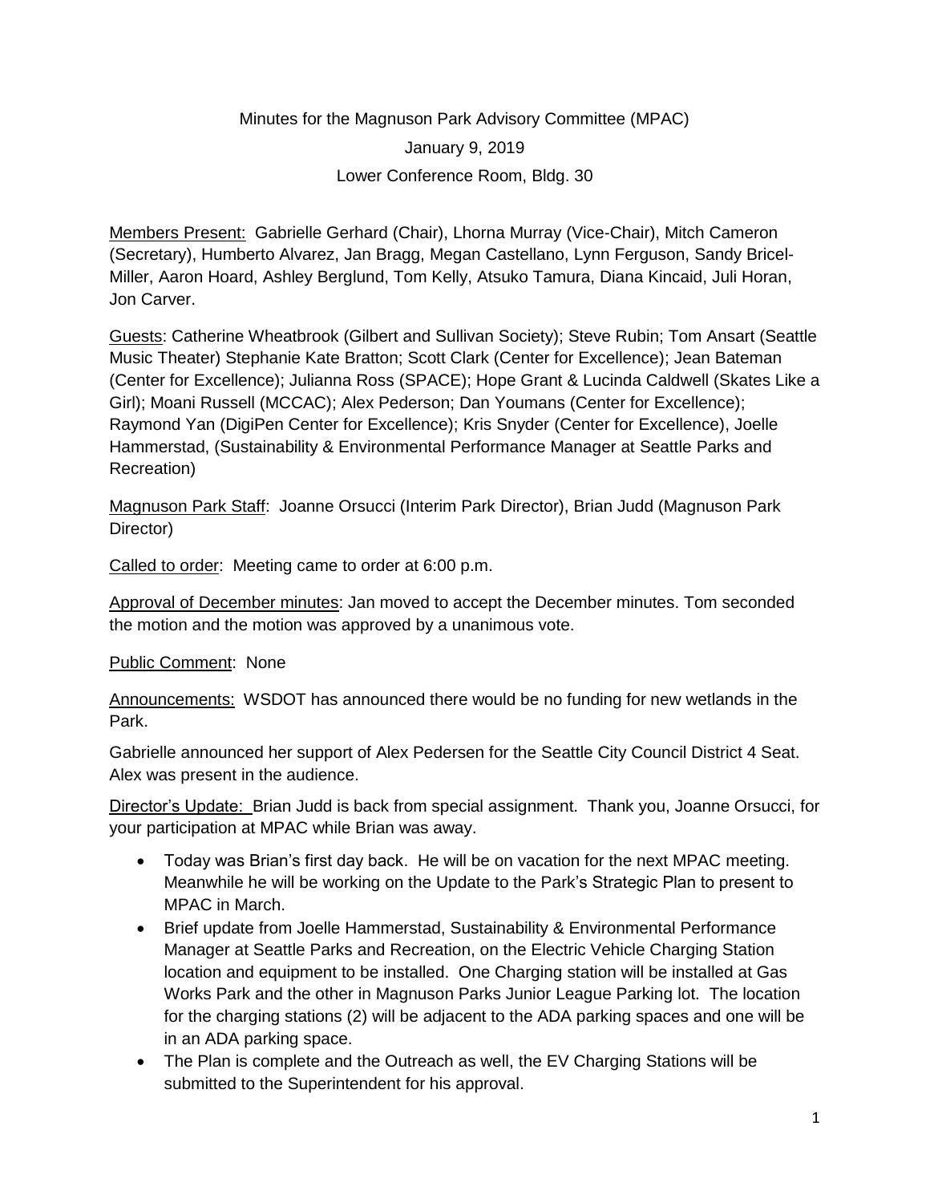Minutes for the Magnuson Park Advisory Committee (MPAC)

January 9, 2019

Lower Conference Room, Bldg. 30

Members Present: Gabrielle Gerhard (Chair), Lhorna Murray (Vice-Chair), Mitch Cameron (Secretary), Humberto Alvarez, Jan Bragg, Megan Castellano, Lynn Ferguson, Sandy Bricel-Miller, Aaron Hoard, Ashley Berglund, Tom Kelly, Atsuko Tamura, Diana Kincaid, Juli Horan, Jon Carver.

Guests: Catherine Wheatbrook (Gilbert and Sullivan Society); Steve Rubin; Tom Ansart (Seattle Music Theater) Stephanie Kate Bratton; Scott Clark (Center for Excellence); Jean Bateman (Center for Excellence); Julianna Ross (SPACE); Hope Grant & Lucinda Caldwell (Skates Like a Girl); Moani Russell (MCCAC); Alex Pederson; Dan Youmans (Center for Excellence); Raymond Yan (DigiPen Center for Excellence); Kris Snyder (Center for Excellence), Joelle Hammerstad, (Sustainability & Environmental Performance Manager at Seattle Parks and Recreation)

Magnuson Park Staff: Joanne Orsucci (Interim Park Director), Brian Judd (Magnuson Park Director)

Called to order: Meeting came to order at 6:00 p.m.

Approval of December minutes: Jan moved to accept the December minutes. Tom seconded the motion and the motion was approved by a unanimous vote.

Public Comment: None

Announcements: WSDOT has announced there would be no funding for new wetlands in the Park.

Gabrielle announced her support of Alex Pedersen for the Seattle City Council District 4 Seat. Alex was present in the audience.

Director's Update: Brian Judd is back from special assignment. Thank you, Joanne Orsucci, for your participation at MPAC while Brian was away.

- Today was Brian's first day back. He will be on vacation for the next MPAC meeting. Meanwhile he will be working on the Update to the Park's Strategic Plan to present to MPAC in March.
- Brief update from Joelle Hammerstad, Sustainability & Environmental Performance Manager at Seattle Parks and Recreation, on the Electric Vehicle Charging Station location and equipment to be installed. One Charging station will be installed at Gas Works Park and the other in Magnuson Parks Junior League Parking lot. The location for the charging stations (2) will be adjacent to the ADA parking spaces and one will be in an ADA parking space.
- The Plan is complete and the Outreach as well, the EV Charging Stations will be submitted to the Superintendent for his approval.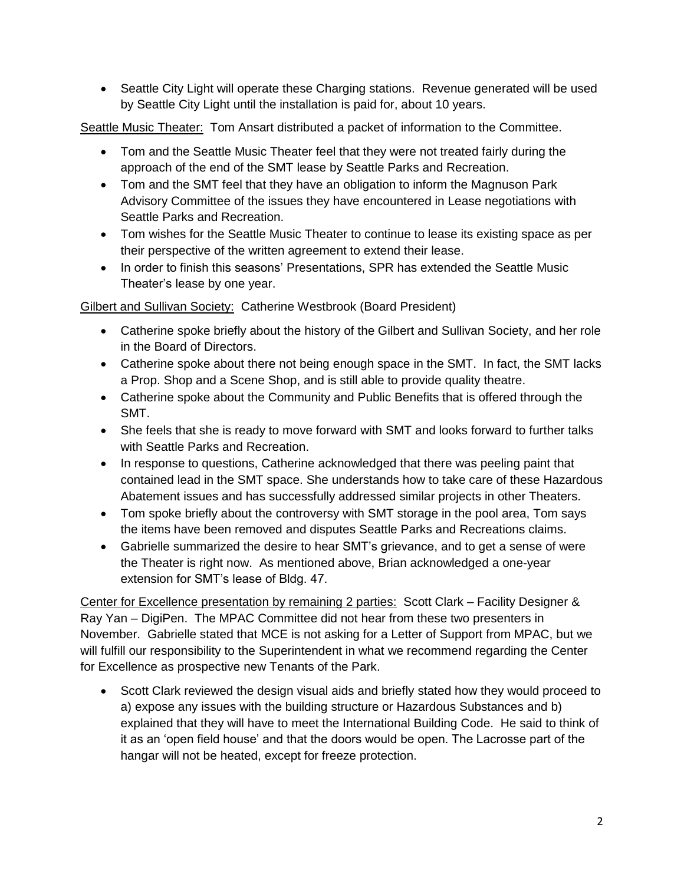- Seattle City Light will operate these Charging stations. Revenue generated will be used by Seattle City Light until the installation is paid for, about 10 years.

<u>Seattle Music Theater:</u> Tom Ansart distributed a packet of information to the Committee.

- Tom and the Seattle Music Theater feel that they were not treated fairly during the approach of the end of the SMT lease by Seattle Parks and Recreation.
- Tom and the SMT feel that they have an obligation to inform the Magnuson Park Advisory Committee of the issues they have encountered in Lease negotiations with Seattle Parks and Recreation.
- Tom wishes for the Seattle Music Theater to continue to lease its existing space as per their perspective of the written agreement to extend their lease.
- In order to finish this seasons' Presentations, SPR has extended the Seattle Music Theater's lease by one year.

<u>Gilbert and Sullivan Society:</u> Catherine Westbrook (Board President)

- Catherine spoke briefly about the history of the Gilbert and Sullivan Society, and her role in the Board of Directors.
- Catherine spoke about there not being enough space in the SMT. In fact, the SMT lacks a Prop. Shop and a Scene Shop, and is still able to provide quality theatre.
- Catherine spoke about the Community and Public Benefits that is offered through the SMT.
- She feels that she is ready to move forward with SMT and looks forward to further talks with Seattle Parks and Recreation.
- In response to questions, Catherine acknowledged that there was peeling paint that contained lead in the SMT space. She understands how to take care of these Hazardous Abatement issues and has successfully addressed similar projects in other Theaters.
- Tom spoke briefly about the controversy with SMT storage in the pool area, Tom says the items have been removed and disputes Seattle Parks and Recreations claims.
- Gabrielle summarized the desire to hear SMT's grievance, and to get a sense of were the Theater is right now. As mentioned above, Brian acknowledged a one-year extension for SMT's lease of Bldg. 47.

<u>Center for Excellence presentation by remaining 2 parties:</u> Scott Clark – Facility Designer & Ray Yan – DigiPen. The MPAC Committee did not hear from these two presenters in November. Gabrielle stated that MCE is not asking for a Letter of Support from MPAC, but we will fulfill our responsibility to the Superintendent in what we recommend regarding the Center for Excellence as prospective new Tenants of the Park.

- Scott Clark reviewed the design visual aids and briefly stated how they would proceed to a) expose any issues with the building structure or Hazardous Substances and b) explained that they will have to meet the International Building Code. He said to think of it as an 'open field house' and that the doors would be open. The Lacrosse part of the hangar will not be heated, except for freeze protection.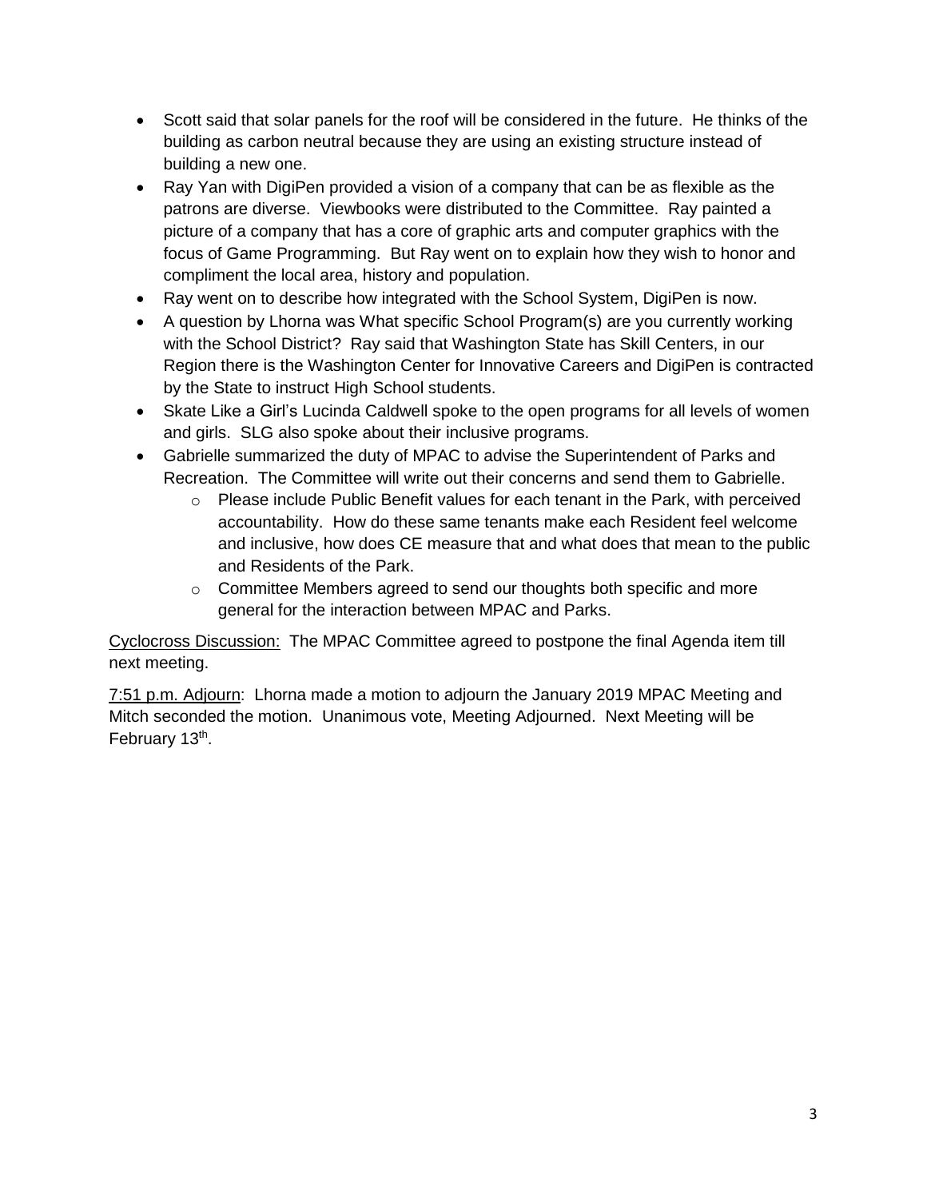- Scott said that solar panels for the roof will be considered in the future. He thinks of the building as carbon neutral because they are using an existing structure instead of building a new one.
- Ray Yan with DigiPen provided a vision of a company that can be as flexible as the patrons are diverse. Viewbooks were distributed to the Committee. Ray painted a picture of a company that has a core of graphic arts and computer graphics with the focus of Game Programming. But Ray went on to explain how they wish to honor and compliment the local area, history and population.
- Ray went on to describe how integrated with the School System, DigiPen is now.
- A question by Lhorna was What specific School Program(s) are you currently working with the School District? Ray said that Washington State has Skill Centers, in our Region there is the Washington Center for Innovative Careers and DigiPen is contracted by the State to instruct High School students.
- Skate Like a Girl's Lucinda Caldwell spoke to the open programs for all levels of women and girls. SLG also spoke about their inclusive programs.
- Gabrielle summarized the duty of MPAC to advise the Superintendent of Parks and Recreation. The Committee will write out their concerns and send them to Gabrielle.
  - Please include Public Benefit values for each tenant in the Park, with perceived accountability. How do these same tenants make each Resident feel welcome and inclusive, how does CE measure that and what does that mean to the public and Residents of the Park.
  - Committee Members agreed to send our thoughts both specific and more general for the interaction between MPAC and Parks.

<u>Cyclocross Discussion:</u> The MPAC Committee agreed to postpone the final Agenda item till next meeting.

<u>7:51 p.m. Adjourn</u>: Lhorna made a motion to adjourn the January 2019 MPAC Meeting and Mitch seconded the motion. Unanimous vote, Meeting Adjourned. Next Meeting will be February 13th.